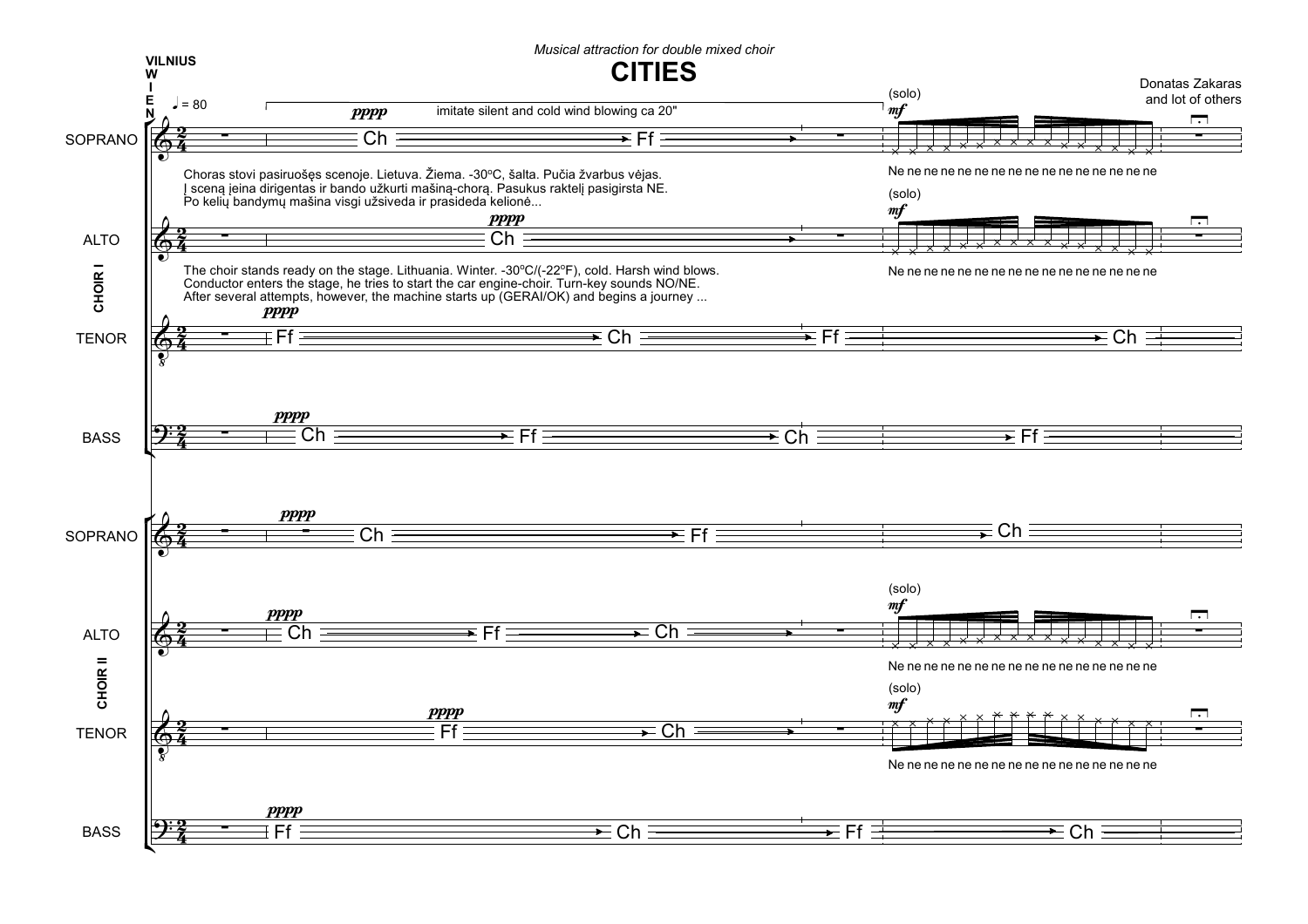*Musical attraction for double mixed choir*

# CITIES

Donatas Zakaras
and lot of others

**VILNIUS**
**W**
**I**
**E**
**N**

♩ = 80

**CHOIR I**

SOPRANO — *pppp* — imitate silent and cold wind blowing ca 20" — Ch → Ff — (solo) *mf* — Ne ne ne ne ne ne ne ne ne ne ne ne ne ne ne ne

Choras stovi pasiruošęs scenoje. Lietuva. Žiema. -30ºC, šalta. Pučia žvarbus vėjas.
Į sceną įeina dirigentas ir bando užkurti mašiną-chorą. Pasukus raktelį pasigirsta NE.
Po kelių bandymų mašina visgi užsiveda ir prasideda kelionė...

ALTO — *pppp* — Ch — (solo) *mf* — Ne ne ne ne ne ne ne ne ne ne ne ne ne ne ne ne

The choir stands ready on the stage. Lithuania. Winter. -30ºC/(-22ºF), cold. Harsh wind blows.
Conductor enters the stage, he tries to start the car engine-choir. Turn-key sounds NO/NE.
After several attempts, however, the machine starts up (GERAI/OK) and begins a journey ...

TENOR — *pppp* — Ff → Ch → Ff → Ch

BASS — *pppp* — Ch → Ff → Ch → Ff

**CHOIR II**

SOPRANO — *pppp* — Ch → Ff → Ch

ALTO — *pppp* — Ch → Ff → Ch — (solo) *mf* — Ne ne ne ne ne ne ne ne ne ne ne ne ne ne ne ne

TENOR — *pppp* — Ff → Ch — (solo) *mf* — Ne ne ne ne ne ne ne ne ne ne ne ne ne ne ne ne

BASS — *pppp* — Ff → Ch → Ff → Ch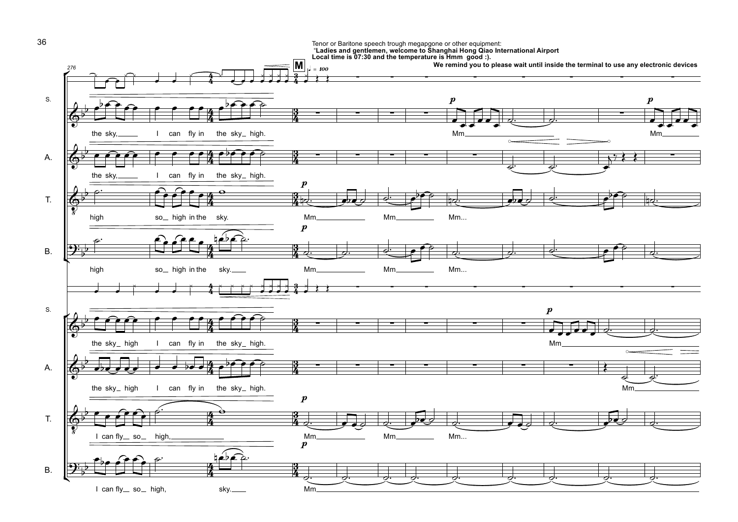Tenor or Baritone speech trough megapgone or other equipment:
"**Ladies and gentlemen, welcome to Shanghai Hong Qiao International Airport**
**Local time is 07:30 and the temperature is Hmm good :).**
**We remind you to please wait until inside the terminal to use any electronic devices**

276

**M** ♩ = 100

S. the sky, I can fly in the sky high. Mm Mm

A. the sky, I can fly in the sky high.

T. high so high in the sky. Mm Mm Mm...

B. high so high in the sky. Mm Mm Mm...

S. the sky high I can fly in the sky high. Mm

A. the sky high I can fly in the sky high. Mm

T. I can fly so high, Mm Mm Mm...

B. I can fly so high, sky. Mm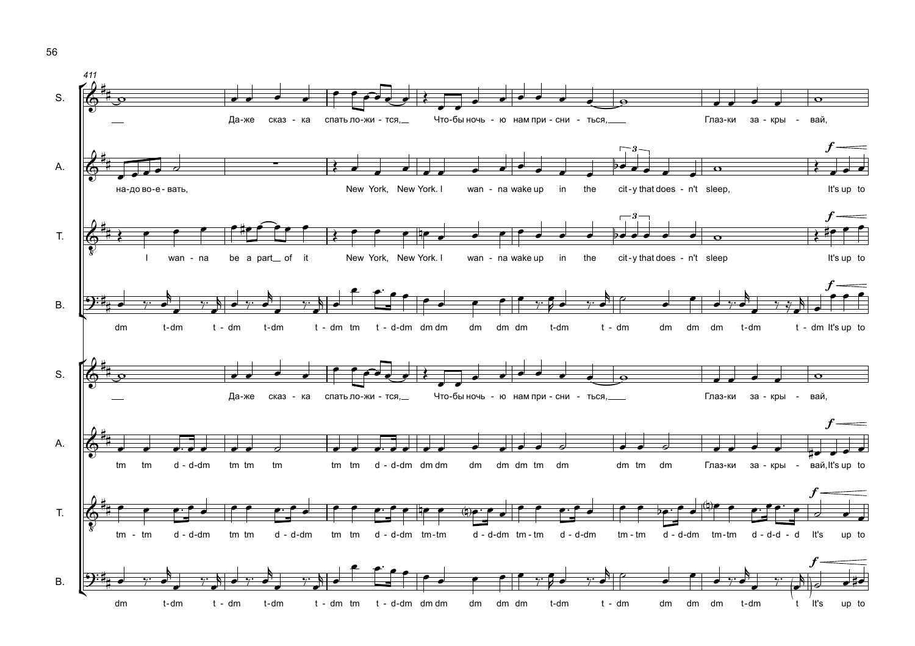411

**S.**
Да-же сказ-ка спать ло-жи-тся, Что-бы ночь-ю нам при-сни-ться, Глаз-ки за-кры-вай,

**A.**
на-до во-е-вать, New York, New York. I wan-na wake up in the cit-y that does-n't sleep, It's up to

**T.**
I wan-na be a part of it New York, New York. I wan-na wake up in the cit-y that does-n't sleep It's up to

**B.**
dm t-dm t-dm t-dm t-dm tm t-d-dm dm dm dm dm dm t-dm t-dm dm dm dm t-dm t-dm It's up to

**S.**
Да-же сказ-ка спать ло-жи-тся, Что-бы ночь-ю нам при-сни-ться, Глаз-ки за-кры-вай,

**A.**
tm tm d-d-dm tm tm tm tm tm d-d-dm dm dm dm dm dm tm dm dm tm dm Глаз-ки за-кры-вай, It's up to

**T.**
tm-tm d-d-dm tm tm d-d-dm tm tm d-d-dm tm-tm d-d-dm tm-tm d-d-dm tm-tm d-d-dm tm-tm d-d-d-d It's up to

**B.**
dm t-dm t-dm t-dm t-dm tm t-d-dm dm dm dm dm dm t-dm t-dm dm dm dm t-dm t It's up to